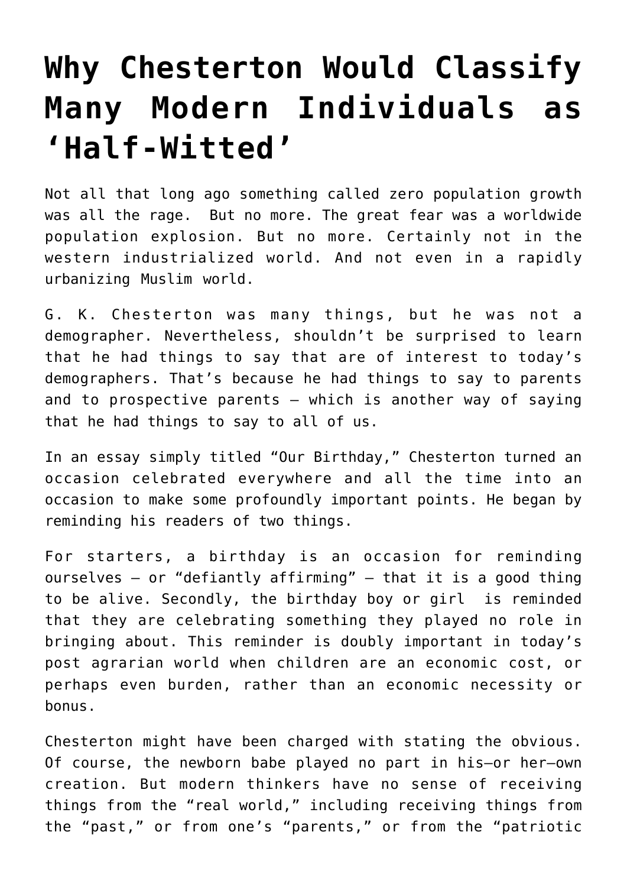# Why Chesterton Would Classify Many Modern Individuals as 'Half-Witted'

Not all that long ago something called zero population growth was all the rage. But no more. The great fear was a worldwide population explosion. But no more. Certainly not in the western industrialized world. And not even in a rapidly urbanizing Muslim world.

G. K. Chesterton was many things, but he was not a demographer. Nevertheless, shouldn't be surprised to learn that he had things to say that are of interest to today's demographers. That's because he had things to say to parents and to prospective parents – which is another way of saying that he had things to say to all of us.

In an essay simply titled "Our Birthday," Chesterton turned an occasion celebrated everywhere and all the time into an occasion to make some profoundly important points. He began by reminding his readers of two things.

For starters, a birthday is an occasion for reminding ourselves – or "defiantly affirming" – that it is a good thing to be alive. Secondly, the birthday boy or girl is reminded that they are celebrating something they played no role in bringing about. This reminder is doubly important in today's post agrarian world when children are an economic cost, or perhaps even burden, rather than an economic necessity or bonus.

Chesterton might have been charged with stating the obvious. Of course, the newborn babe played no part in his—or her—own creation. But modern thinkers have no sense of receiving things from the "real world," including receiving things from the "past," or from one's "parents," or from the "patriotic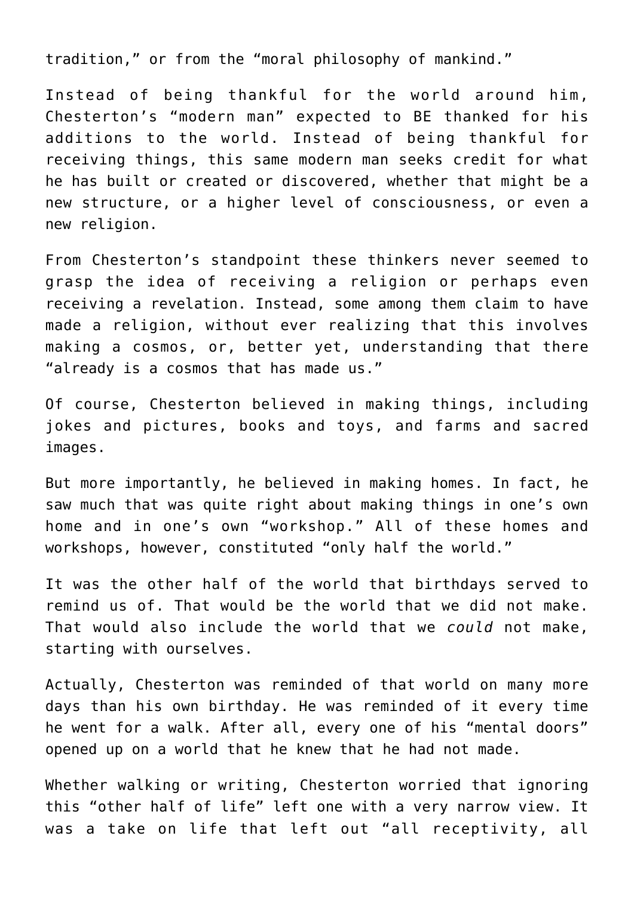tradition," or from the "moral philosophy of mankind."

Instead of being thankful for the world around him, Chesterton's "modern man" expected to BE thanked for his additions to the world. Instead of being thankful for receiving things, this same modern man seeks credit for what he has built or created or discovered, whether that might be a new structure, or a higher level of consciousness, or even a new religion.

From Chesterton's standpoint these thinkers never seemed to grasp the idea of receiving a religion or perhaps even receiving a revelation. Instead, some among them claim to have made a religion, without ever realizing that this involves making a cosmos, or, better yet, understanding that there "already is a cosmos that has made us."

Of course, Chesterton believed in making things, including jokes and pictures, books and toys, and farms and sacred images.

But more importantly, he believed in making homes. In fact, he saw much that was quite right about making things in one's own home and in one's own "workshop." All of these homes and workshops, however, constituted "only half the world."

It was the other half of the world that birthdays served to remind us of. That would be the world that we did not make. That would also include the world that we *could* not make, starting with ourselves.

Actually, Chesterton was reminded of that world on many more days than his own birthday. He was reminded of it every time he went for a walk. After all, every one of his "mental doors" opened up on a world that he knew that he had not made.

Whether walking or writing, Chesterton worried that ignoring this "other half of life" left one with a very narrow view. It was a take on life that left out "all receptivity, all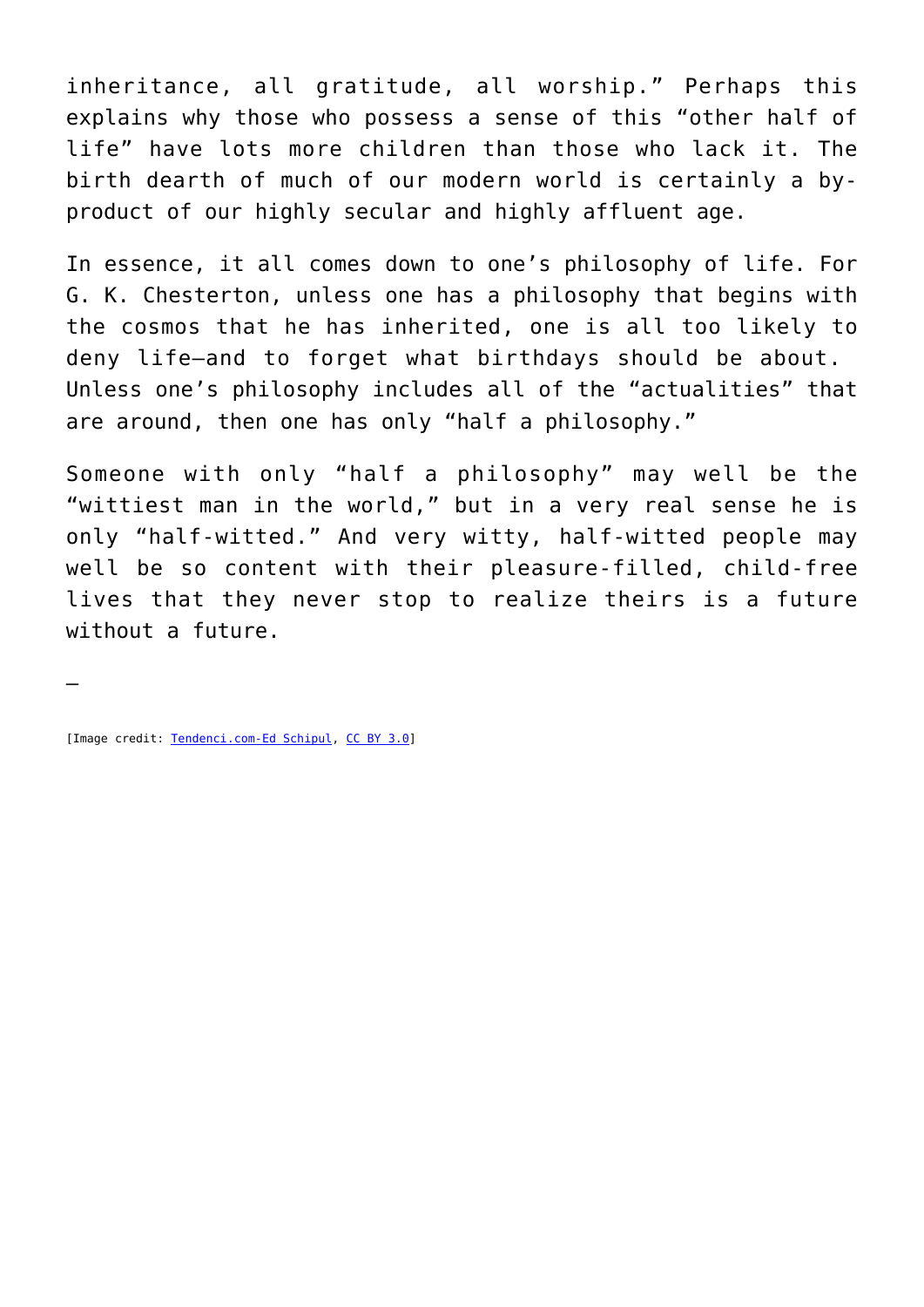inheritance, all gratitude, all worship." Perhaps this explains why those who possess a sense of this "other half of life" have lots more children than those who lack it. The birth dearth of much of our modern world is certainly a by-product of our highly secular and highly affluent age.

In essence, it all comes down to one's philosophy of life. For G. K. Chesterton, unless one has a philosophy that begins with the cosmos that he has inherited, one is all too likely to deny life—and to forget what birthdays should be about. Unless one's philosophy includes all of the "actualities" that are around, then one has only "half a philosophy."

Someone with only "half a philosophy" may well be the "wittiest man in the world," but in a very real sense he is only "half-witted." And very witty, half-witted people may well be so content with their pleasure-filled, child-free lives that they never stop to realize theirs is a future without a future.

—

[Image credit: Tendenci.com-Ed Schipul, CC BY 3.0]